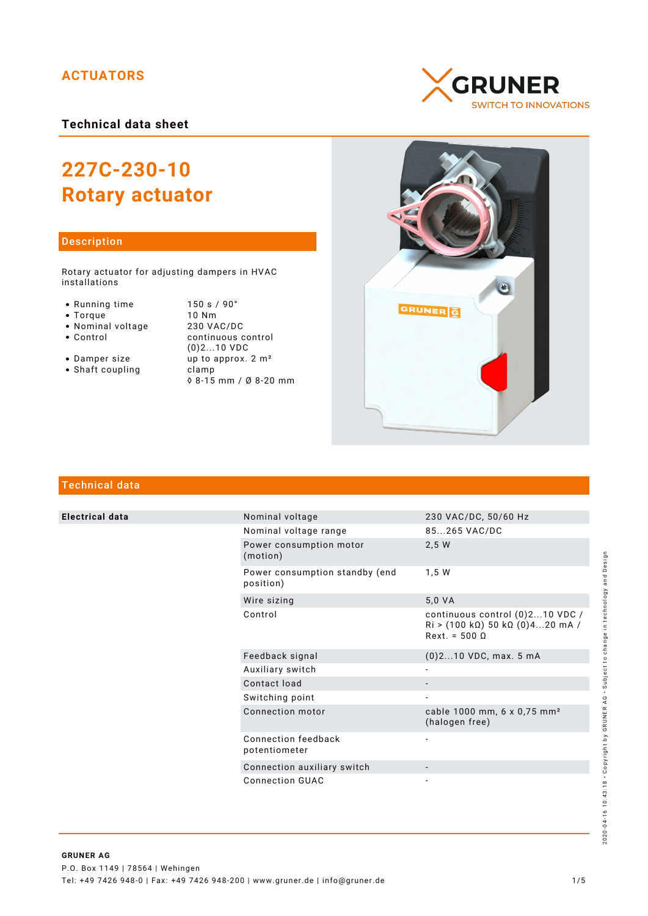## ACTUATORS

### Technical data sheet

# 227C-230-10
# Rotary actuator

## Description

Rotary actuator for adjusting dampers in HVAC installations

| | |
|---|---|
| • Running time | 150 s / 90° |
| • Torque | 10 Nm |
| • Nominal voltage | 230 VAC/DC |
| • Control | continuous control (0)2...10 VDC |
| • Damper size | up to approx. 2 m² |
| • Shaft coupling | clamp ◊ 8-15 mm / Ø 8-20 mm |

## Technical data

| | | |
|---|---|---|
| **Electrical data** | Nominal voltage | 230 VAC/DC, 50/60 Hz |
| | Nominal voltage range | 85...265 VAC/DC |
| | Power consumption motor (motion) | 2,5 W |
| | Power consumption standby (end position) | 1,5 W |
| | Wire sizing | 5,0 VA |
| | Control | continuous control (0)2...10 VDC / Ri > (100 kΩ) 50 kΩ (0)4...20 mA / Rext. = 500 Ω |
| | Feedback signal | (0)2...10 VDC, max. 5 mA |
| | Auxiliary switch | - |
| | Contact load | - |
| | Switching point | - |
| | Connection motor | cable 1000 mm, 6 x 0,75 mm² (halogen free) |
| | Connection feedback potentiometer | - |
| | Connection auxiliary switch | - |
| | Connection GUAC | - |

2020-04-16 10:43:18 • Copyright by GRUNER AG • Subject to change in technology and Design

**GRUNER AG**
P.O. Box 1149 | 78564 | Wehingen
Tel: +49 7426 948-0 | Fax: +49 7426 948-200 | www.gruner.de | info@gruner.de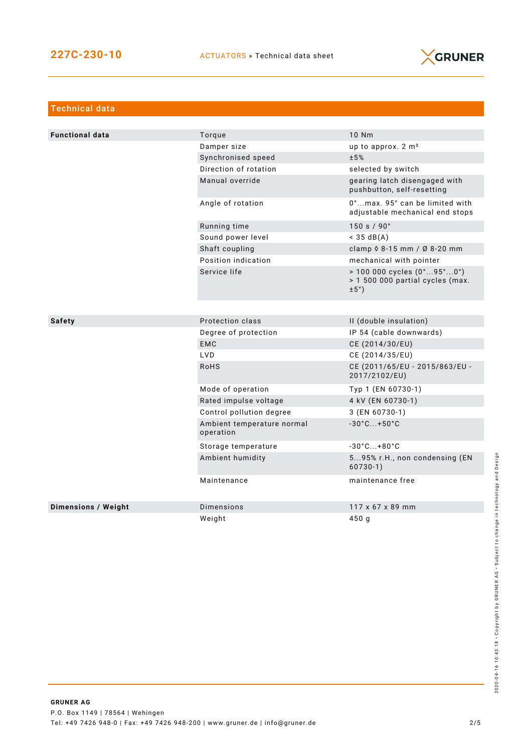## Technical data

| | | |
|---|---|---|
| **Functional data** | Torque | 10 Nm |
| | Damper size | up to approx. 2 m² |
| | Synchronised speed | ±5% |
| | Direction of rotation | selected by switch |
| | Manual override | gearing latch disengaged with pushbutton, self-resetting |
| | Angle of rotation | 0°...max. 95° can be limited with adjustable mechanical end stops |
| | Running time | 150 s / 90° |
| | Sound power level | < 35 dB(A) |
| | Shaft coupling | clamp ◊ 8-15 mm / Ø 8-20 mm |
| | Position indication | mechanical with pointer |
| | Service life | > 100 000 cycles (0°...95°...0°) > 1 500 000 partial cycles (max. ±5°) |
| **Safety** | Protection class | II (double insulation) |
| | Degree of protection | IP 54 (cable downwards) |
| | EMC | CE (2014/30/EU) |
| | LVD | CE (2014/35/EU) |
| | RoHS | CE (2011/65/EU - 2015/863/EU - 2017/2102/EU) |
| | Mode of operation | Typ 1 (EN 60730-1) |
| | Rated impulse voltage | 4 kV (EN 60730-1) |
| | Control pollution degree | 3 (EN 60730-1) |
| | Ambient temperature normal operation | -30°C...+50°C |
| | Storage temperature | -30°C...+80°C |
| | Ambient humidity | 5...95% r.H., non condensing (EN 60730-1) |
| | Maintenance | maintenance free |
| **Dimensions / Weight** | Dimensions | 117 x 67 x 89 mm |
| | Weight | 450 g |

**GRUNER AG**
P.O. Box 1149 | 78564 | Wehingen
Tel: +49 7426 948-0 | Fax: +49 7426 948-200 | www.gruner.de | info@gruner.de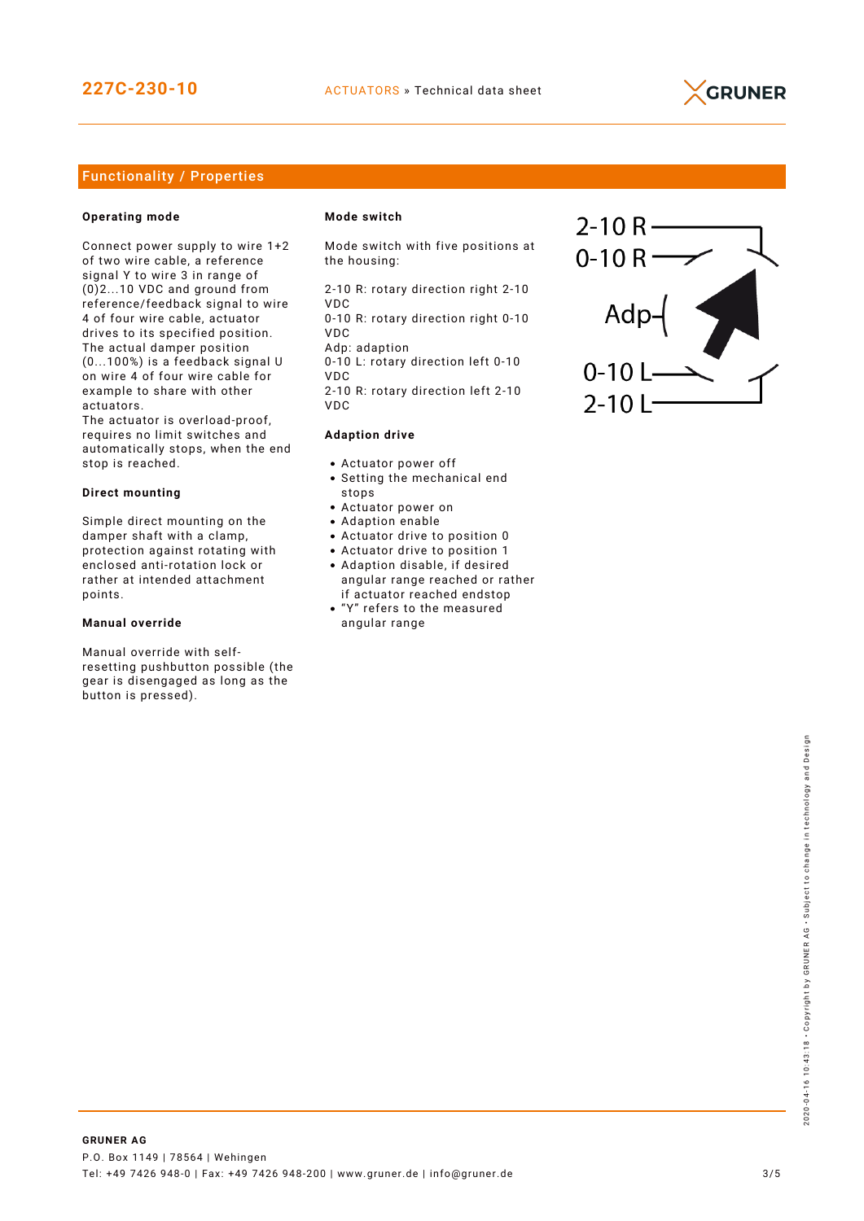## Functionality / Properties

### Operating mode

Connect power supply to wire 1+2 of two wire cable, a reference signal Y to wire 3 in range of (0)2...10 VDC and ground from reference/feedback signal to wire 4 of four wire cable, actuator drives to its specified position. The actual damper position (0...100%) is a feedback signal U on wire 4 of four wire cable for example to share with other actuators.
The actuator is overload-proof, requires no limit switches and automatically stops, when the end stop is reached.

### Direct mounting

Simple direct mounting on the damper shaft with a clamp, protection against rotating with enclosed anti-rotation lock or rather at intended attachment points.

### Manual override

Manual override with self-resetting pushbutton possible (the gear is disengaged as long as the button is pressed).

### Mode switch

Mode switch with five positions at the housing:

2-10 R: rotary direction right 2-10 VDC
0-10 R: rotary direction right 0-10 VDC
Adp: adaption
0-10 L: rotary direction left 0-10 VDC
2-10 R: rotary direction left 2-10 VDC

### Adaption drive

- Actuator power off
- Setting the mechanical end stops
- Actuator power on
- Adaption enable
- Actuator drive to position 0
- Actuator drive to position 1
- Adaption disable, if desired angular range reached or rather if actuator reached endstop
- "Y" refers to the measured angular range

2-10 R
0-10 R
Adp
0-10 L
2-10 L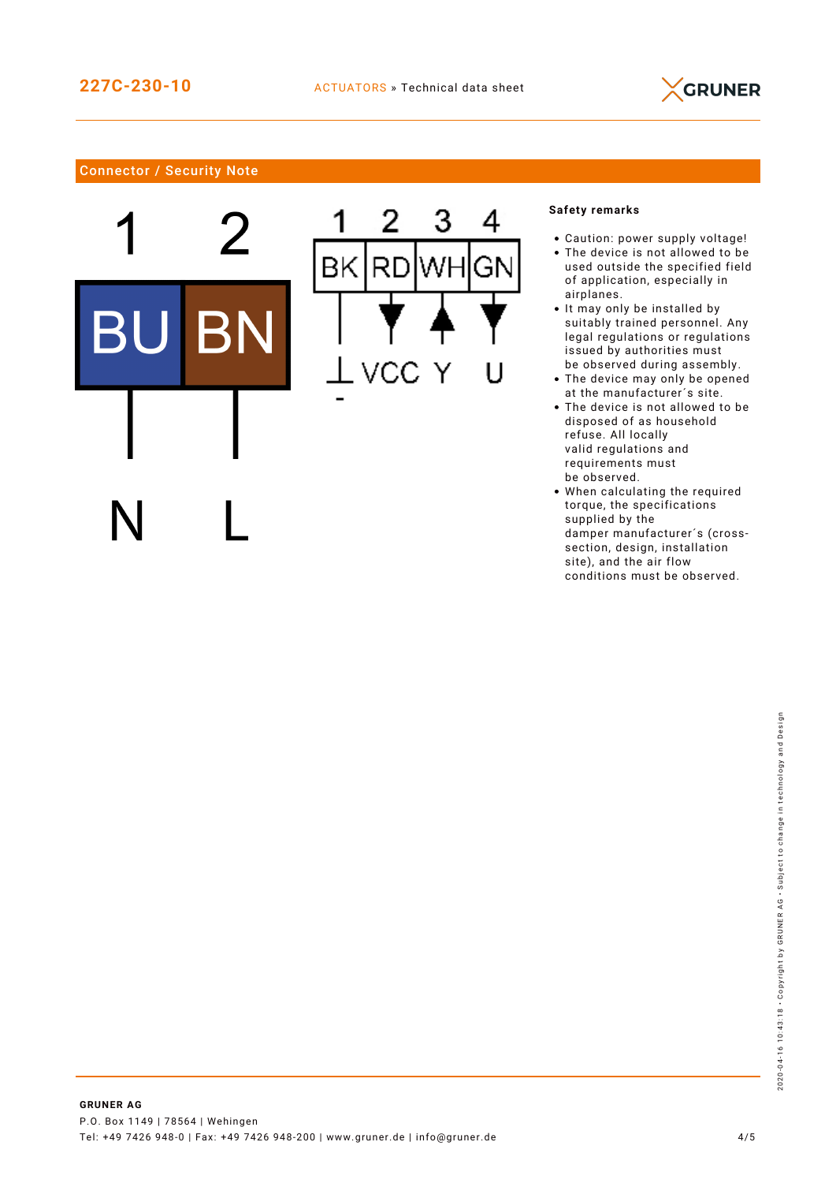## Connector / Security Note

| 1 | 2 |
|---|---|
| BU | BN |
| N | L |

| 1 | 2 | 3 | 4 |
|---|---|---|---|
| BK | RD | WH | GN |
| ⊥ - | VCC | Y | U |

**Safety remarks**

- Caution: power supply voltage!
- The device is not allowed to be used outside the specified field of application, especially in airplanes.
- It may only be installed by suitably trained personnel. Any legal regulations or regulations issued by authorities must be observed during assembly.
- The device may only be opened at the manufacturer´s site.
- The device is not allowed to be disposed of as household refuse. All locally valid regulations and requirements must be observed.
- When calculating the required torque, the specifications supplied by the damper manufacturer´s (cross-section, design, installation site), and the air flow conditions must be observed.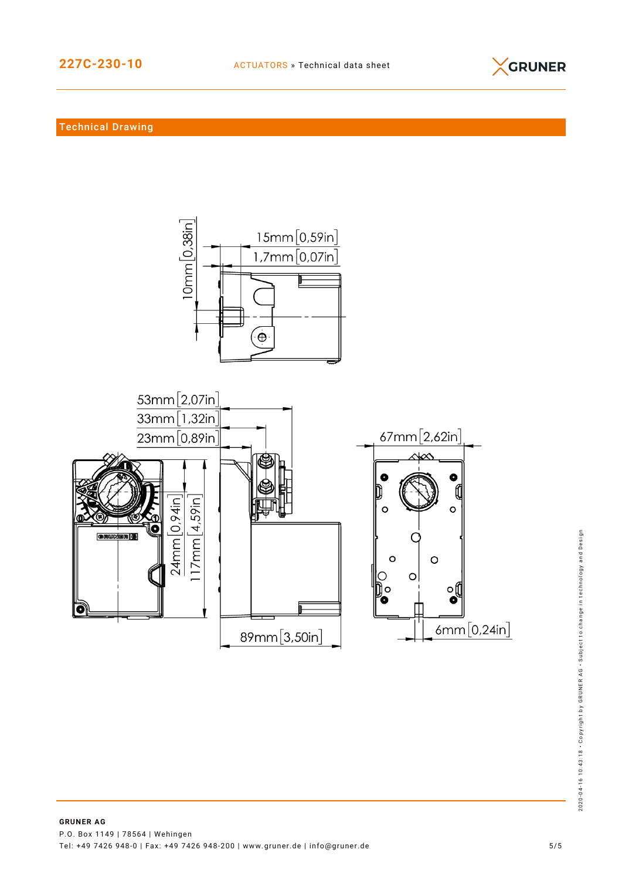## Technical Drawing

10mm [0,38in]

15mm [0,59in]

1,7mm [0,07in]

53mm [2,07in]

33mm [1,32in]

23mm [0,89in]

24mm [0,94in]

117mm [4,59in]

89mm [3,50in]

67mm [2,62in]

6mm [0,24in]

GRUNER AG
P.O. Box 1149 | 78564 | Wehingen
Tel: +49 7426 948-0 | Fax: +49 7426 948-200 | www.gruner.de | info@gruner.de

2020-04-16 10:43:18 · Copyright by GRUNER AG · Subject to change in technology and Design